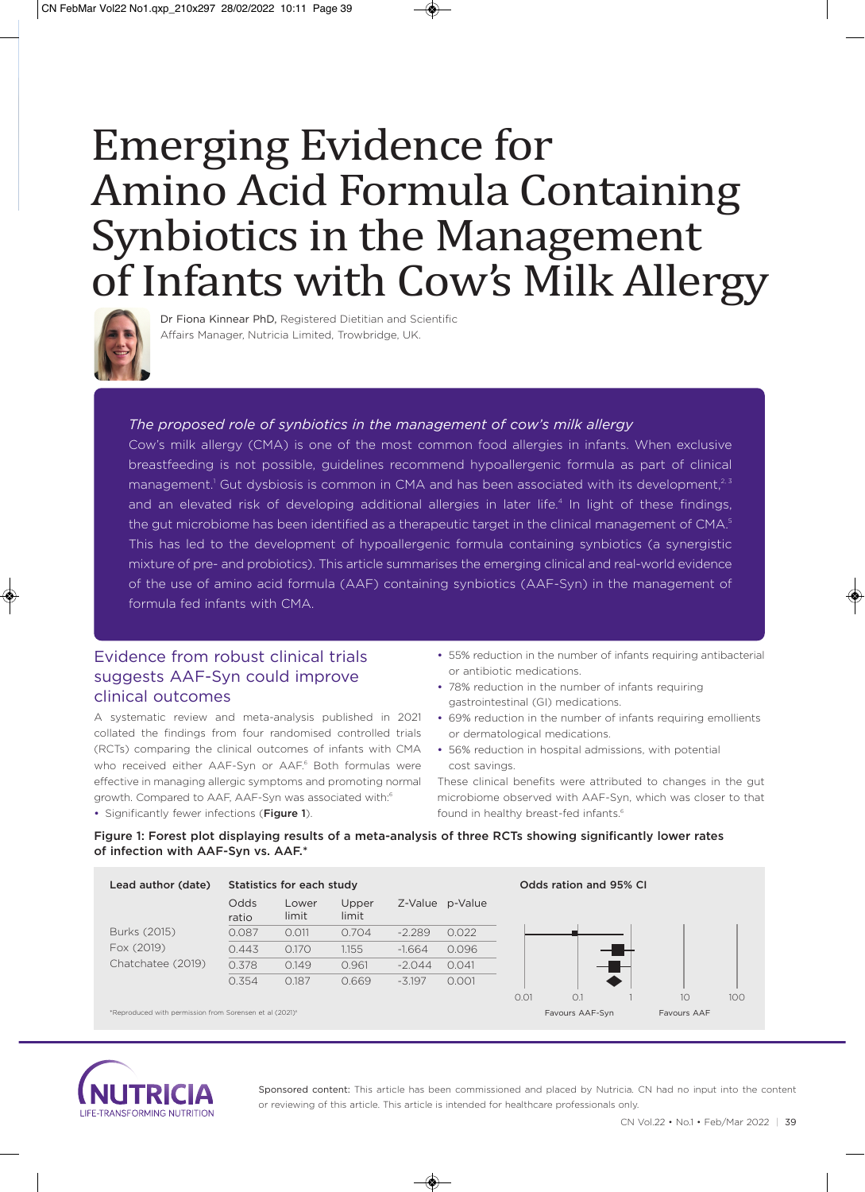# Emerging Evidence for Amino Acid Formula Containing Synbiotics in the Management of Infants with Cow's Milk Allergy

Dr Fiona Kinnear PhD, Registered Dietitian and Scientific Affairs Manager, Nutricia Limited, Trowbridge, UK.

*The proposed role of synbiotics in the management of cow's milk allergy*

Cow's milk allergy (CMA) is one of the most common food allergies in infants. When exclusive breastfeeding is not possible, guidelines recommend hypoallergenic formula as part of clinical management.[1] Gut dysbiosis is common in CMA and has been associated with its development,[2,3] and an elevated risk of developing additional allergies in later life.[4] In light of these findings, the gut microbiome has been identified as a therapeutic target in the clinical management of CMA.[5] This has led to the development of hypoallergenic formula containing synbiotics (a synergistic mixture of pre- and probiotics). This article summarises the emerging clinical and real-world evidence of the use of amino acid formula (AAF) containing synbiotics (AAF-Syn) in the management of formula fed infants with CMA.

## Evidence from robust clinical trials suggests AAF-Syn could improve clinical outcomes

A systematic review and meta-analysis published in 2021 collated the findings from four randomised controlled trials (RCTs) comparing the clinical outcomes of infants with CMA who received either AAF-Syn or AAF.[6] Both formulas were effective in managing allergic symptoms and promoting normal growth. Compared to AAF, AAF-Syn was associated with:[6]

- Significantly fewer infections (**Figure 1**).
- 55% reduction in the number of infants requiring antibacterial or antibiotic medications.
- 78% reduction in the number of infants requiring gastrointestinal (GI) medications.
- 69% reduction in the number of infants requiring emollients or dermatological medications.
- 56% reduction in hospital admissions, with potential cost savings.

These clinical benefits were attributed to changes in the gut microbiome observed with AAF-Syn, which was closer to that found in healthy breast-fed infants.[6]

**Figure 1: Forest plot displaying results of a meta-analysis of three RCTs showing significantly lower rates of infection with AAF-Syn vs. AAF.***

| Lead author (date) | Statistics for each study | | | | |
|---|---|---|---|---|---|
| | Odds ratio | Lower limit | Upper limit | Z-Value | p-Value |
| Burks (2015) | 0.087 | 0.011 | 0.704 | -2.289 | 0.022 |
| Fox (2019) | 0.443 | 0.170 | 1.155 | -1.664 | 0.096 |
| Chatchatee (2019) | 0.378 | 0.149 | 0.961 | -2.044 | 0.041 |
| | 0.354 | 0.187 | 0.669 | -3.197 | 0.001 |

Odds ration and 95% CI (scale: 0.01, 0.1, 1, 10, 100; Favours AAF-Syn / Favours AAF)

*Reproduced with permission from Sorensen et al (2021)[6]

Sponsored content: This article has been commissioned and placed by Nutricia. CN had no input into the content or reviewing of this article. This article is intended for healthcare professionals only.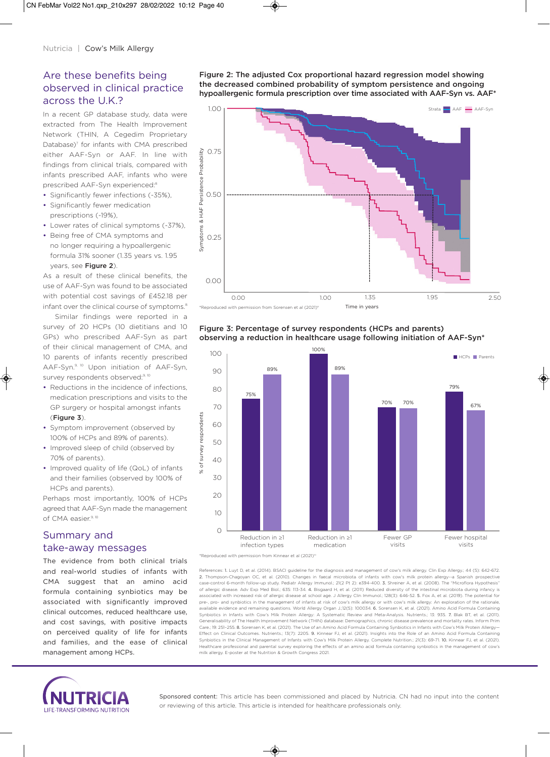## Are these benefits being observed in clinical practice across the U.K.?

In a recent GP database study, data were extracted from The Health Improvement Network (THIN, A Cegedim Proprietary Database)[7] for infants with CMA prescribed either AAF-Syn or AAF. In line with findings from clinical trials, compared with infants prescribed AAF, infants who were prescribed AAF-Syn experienced:[8]

- Significantly fewer infections (-35%),
- Significantly fewer medication prescriptions (-19%),
- Lower rates of clinical symptoms (-37%),
- Being free of CMA symptoms and no longer requiring a hypoallergenic formula 31% sooner (1.35 years vs. 1.95 years, see **Figure 2**).

As a result of these clinical benefits, the use of AAF-Syn was found to be associated with potential cost savings of £452.18 per infant over the clinical course of symptoms.[8]

Similar findings were reported in a survey of 20 HCPs (10 dietitians and 10 GPs) who prescribed AAF-Syn as part of their clinical management of CMA, and 10 parents of infants recently prescribed AAF-Syn.[9, 10] Upon initiation of AAF-Syn, survey respondents observed:[9, 10]

- Reductions in the incidence of infections, medication prescriptions and visits to the GP surgery or hospital amongst infants (**Figure 3**).
- Symptom improvement (observed by 100% of HCPs and 89% of parents).
- Improved sleep of child (observed by 70% of parents).
- Improved quality of life (QoL) of infants and their families (observed by 100% of HCPs and parents).

Perhaps most importantly, 100% of HCPs agreed that AAF-Syn made the management of CMA easier.[9, 10]

## Summary and take-away messages

The evidence from both clinical trials and real-world studies of infants with CMA suggest that an amino acid formula containing synbiotics may be associated with significantly improved clinical outcomes, reduced healthcare use, and cost savings, with positive impacts on perceived quality of life for infants and families, and the ease of clinical management among HCPs.

**Figure 2: The adjusted Cox proportional hazard regression model showing the decreased combined probability of symptom persistence and ongoing hypoallergenic formula prescription over time associated with AAF-Syn vs. AAF***

Strata: AAF, AAF-Syn

Symptoms & HAF Persistence Probability

1.00
0.75
0.50
0.25
0.00

0.00, 1.00, 1.35, 1.95, 2.50

Time in years

*Reproduced with permission from Sorensen et al (2021)[8]

**Figure 3: Percentage of survey respondents (HCPs and parents) observing a reduction in healthcare usage following initiation of AAF-Syn***

HCPs, Parents

% of survey respondents

100, 90, 80, 70, 60, 50, 40, 30, 20, 10, 0

Reduction in ≥1 infection types: 75%, 89%

Reduction in ≥1 medication: 100%, 89%

Fewer GP visits: 70%, 70%

Fewer hospital visits: 79%, 67%

*Reproduced with permission from Kinnear et al (2021)[10]

References: **1.** Luyt D, et al. (2014). BSACI guideline for the diagnosis and management of cow's milk allergy. Clin Exp Allergy.; 44 (5): 642-672. **2.** Thompson-Chagoyan OC, et al. (2010). Changes in faecal microbiota of infants with cow's milk protein allergy--a Spanish prospective case-control 6-month follow-up study. Pediatr Allergy Immunol.; 21(2 Pt 2): e394-400. **3.** Shreiner A, et al. (2008). The "Microflora Hypothesis" of allergic disease. Adv Exp Med Biol.; 635: 113-34. **4.** Bisgaard H, et al. (2011) Reduced diversity of the intestinal microbiota during infancy is associated with increased risk of allergic disease at school age. J Allergy Clin Immunol.; 128(3): 646-52. **5.** Fox A, et al. (2019). The potential for pre-, pro- and synbiotics in the management of infants at risk of cow's milk allergy or with cow's milk allergy: An exploration of the rationale, available evidence and remaining questions. World Allergy Organ J.;12(5): 100034. **6.** Sorensen K, et al. (2021). Amino Acid Formula Containing Synbiotics in Infants with Cow's Milk Protein Allergy: A Systematic Review and Meta-Analysis. Nutrients.; 13: 935. **7.** Blak BT, et al. (2011). Generalisability of The Health Improvement Network (THIN) database: Demographics, chronic disease prevalence and mortality rates. Inform Prim Care.; 19: 251-255. **8.** Sorensen K, et al. (2021). The Use of an Amino Acid Formula Containing Synbiotics in Infants with Cow's Milk Protein Allergy—Effect on Clinical Outcomes. Nutrients.; 13(7): 2205. **9.** Kinnear FJ, et al. (2021). Insights into the Role of an Amino Acid Formula Containing Synbiotics in the Clinical Management of Infants with Cow's Milk Allergy. Complete Nutrition.; 21(3): 69-71. **10.** Kinnear FJ, et al. (2021). Healthcare professional and parental survey exploring the effects of an amino acid formula containing synbiotics in the management of cow's milk allergy. E-poster at the Nutrition & Growth Congress 2021.

NUTRICIA
LIFE-TRANSFORMING NUTRITION

Sponsored content: This article has been commissioned and placed by Nutricia. CN had no input into the content or reviewing of this article. This article is intended for healthcare professionals only.